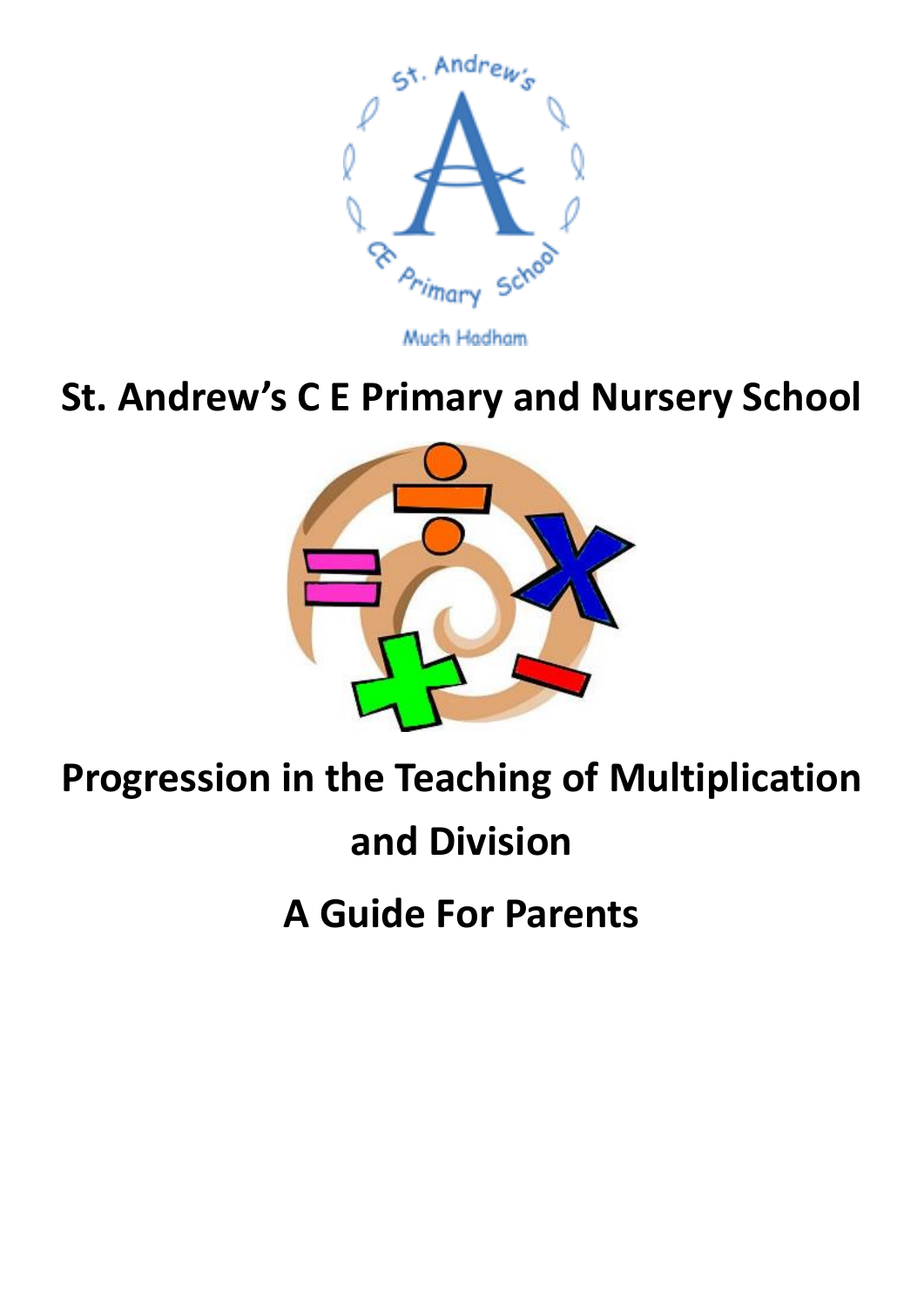# St. Andrew's C E Primary and Nursery School

# Progression in the Teaching of Multiplication and Division

## A Guide For Parents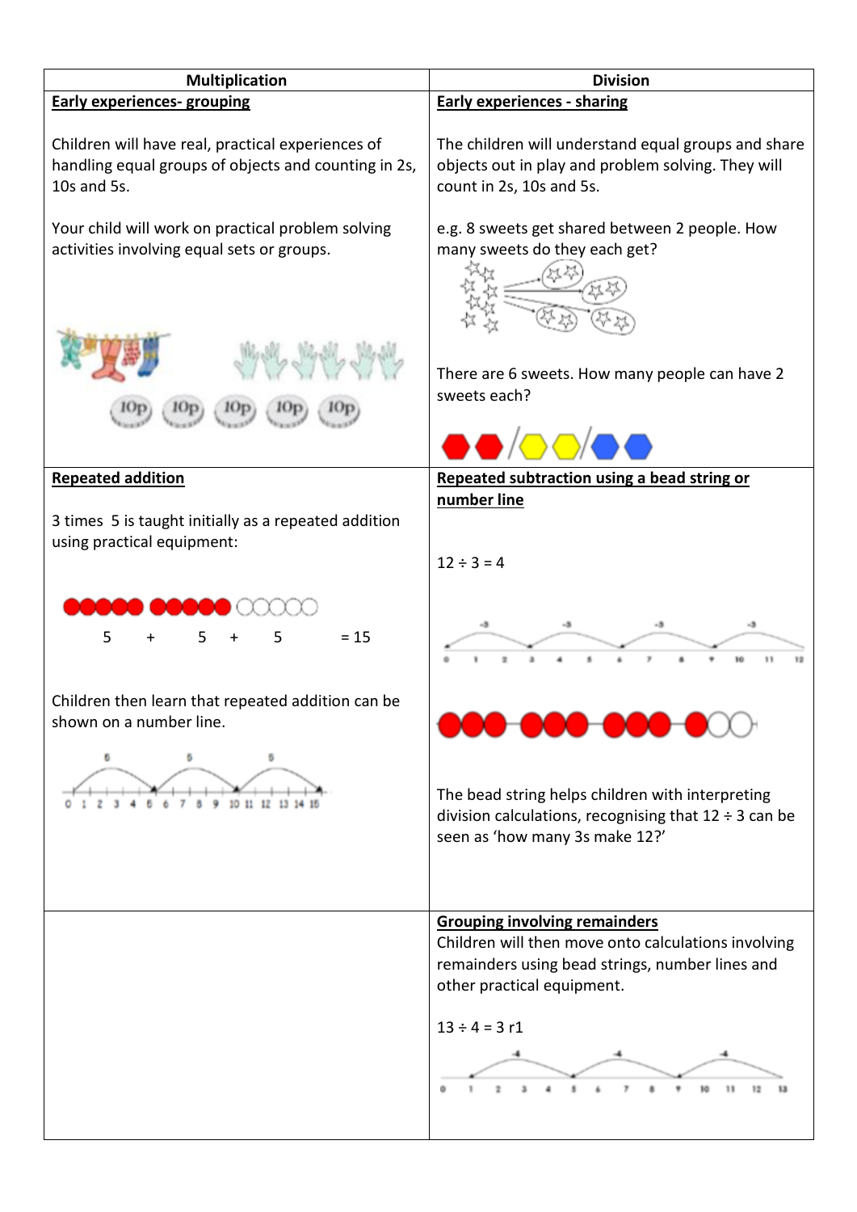| Multiplication | Division |
| --- | --- |
| **Early experiences- grouping**<br><br>Children will have real, practical experiences of handling equal groups of objects and counting in 2s, 10s and 5s.<br><br>Your child will work on practical problem solving activities involving equal sets or groups.<br><br>10p 10p 10p 10p 10p | **Early experiences - sharing**<br><br>The children will understand equal groups and share objects out in play and problem solving. They will count in 2s, 10s and 5s.<br><br>e.g. 8 sweets get shared between 2 people. How many sweets do they each get?<br><br>There are 6 sweets. How many people can have 2 sweets each? |
| **Repeated addition**<br><br>3 times 5 is taught initially as a repeated addition using practical equipment:<br><br>5 + 5 + 5 = 15<br><br>Children then learn that repeated addition can be shown on a number line.<br><br>5 5 5<br>0 1 2 3 4 5 6 7 8 9 10 11 12 13 14 15 | **Repeated subtraction using a bead string or number line**<br><br>$12 \div 3 = 4$<br><br>-3 -3 -3 -3<br>0 1 2 3 4 5 6 7 8 9 10 11 12<br><br>The bead string helps children with interpreting division calculations, recognising that $12 \div 3$ can be seen as 'how many 3s make 12?' |
| | **Grouping involving remainders**<br>Children will then move onto calculations involving remainders using bead strings, number lines and other practical equipment.<br><br>$13 \div 4 = 3$ r1<br><br>-4 -4 -4<br>0 1 2 3 4 5 6 7 8 9 10 11 12 13 |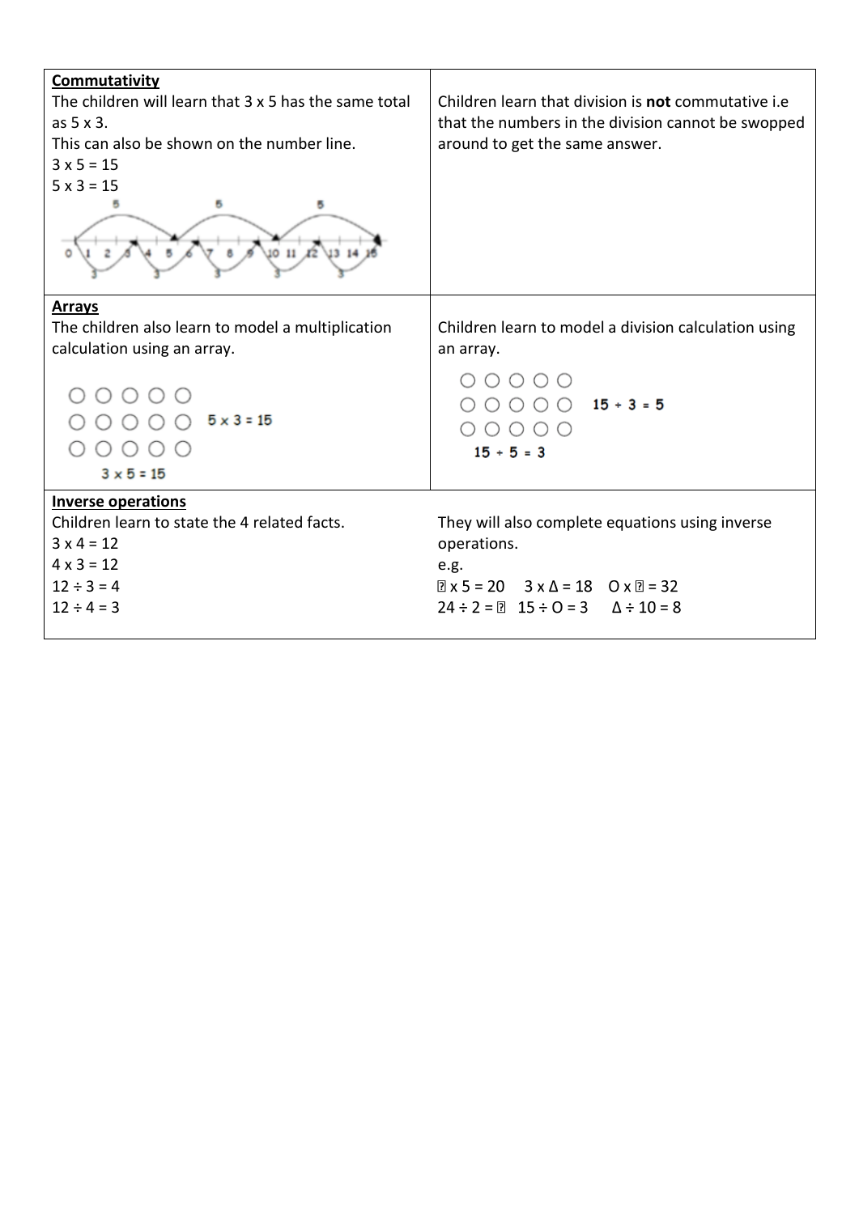| **Commutativity** The children will learn that 3 x 5 has the same total as 5 x 3. This can also be shown on the number line. 3 x 5 = 15 5 x 3 = 15 | Children learn that division is **not** commutative i.e that the numbers in the division cannot be swopped around to get the same answer. |
| --- | --- |
| **Arrays** The children also learn to model a multiplication calculation using an array. 5 x 3 = 15 3 x 5 = 15 | Children learn to model a division calculation using an array. 15 ÷ 3 = 5 15 ÷ 5 = 3 |
| **Inverse operations** Children learn to state the 4 related facts. 3 x 4 = 12 4 x 3 = 12 12 ÷ 3 = 4 12 ÷ 4 = 3 | They will also complete equations using inverse operations. e.g. ▯ x 5 = 20 3 x Δ = 18 O x ▯ = 32 24 ÷ 2 = ▯ 15 ÷ O = 3 Δ ÷ 10 = 8 |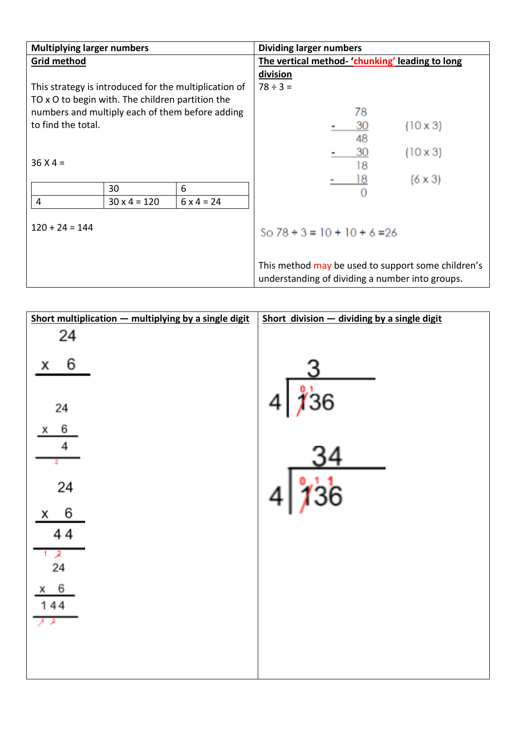| Multiplying larger numbers | Dividing larger numbers |
| --- | --- |
| **Grid method**<br><br>This strategy is introduced for the multiplication of TO x O to begin with. The children partition the numbers and multiply each of them before adding to find the total.<br><br>36 X 4 = | **The vertical method- 'chunking' leading to long division**<br><br>78 ÷ 3 = |

|   | 30 | 6 |
| --- | --- | --- |
| 4 | 30 x 4 = 120 | 6 x 4 = 24 |

120 + 24 = 144

```
   78
-  30    (10 x 3)
   48
-  30    (10 x 3)
   18
-  18    (6 x 3)
    0
```

So 78 ÷ 3 = 10 + 10 + 6 =26

This method may be used to support some children's understanding of dividing a number into groups.

| Short multiplication — multiplying by a single digit | Short division — dividing by a single digit |
| --- | --- |
| | |

```
  24
x  6
----

  24
x  6
   4
----
  2

  24
x  6
  44
----
 1 2

  24
x  6
 144
----
 1 2
```

```
    3
  ____
4 | 136
   (0 1 carried)

   34
  ____
4 | 136
   (0 1 1 carried)
```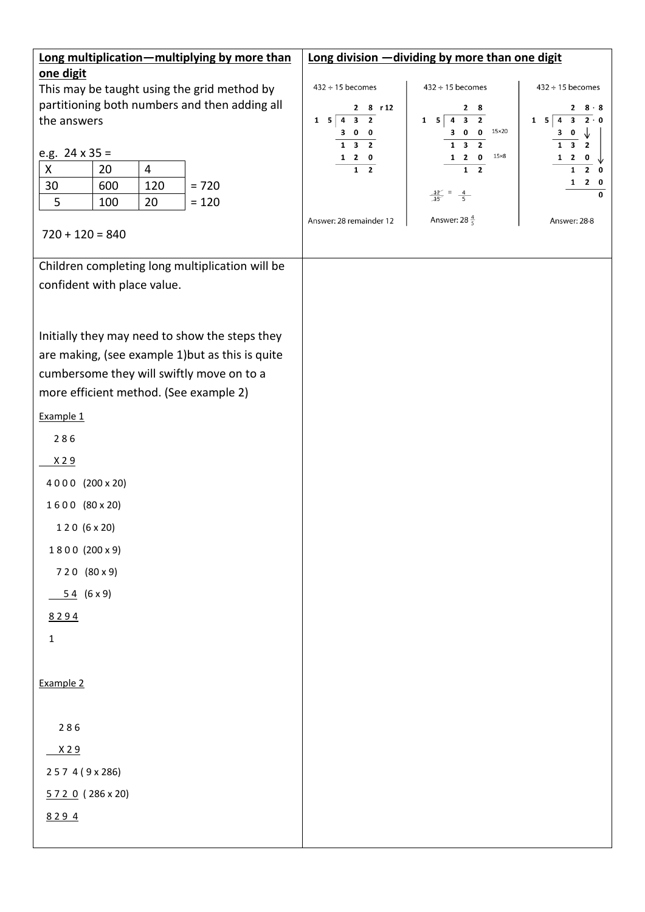## Long multiplication—multiplying by more than one digit

This may be taught using the grid method by partitioning both numbers and then adding all the answers

e.g. 24 x 35 =

| X | 20 | 4 | |
|---|---|---|---|
| 30 | 600 | 120 | = 720 |
| 5 | 100 | 20 | = 120 |

720 + 120 = 840

Children completing long multiplication will be confident with place value.

Initially they may need to show the steps they are making, (see example 1)but as this is quite cumbersome they will swiftly move on to a more efficient method. (See example 2)

Example 1

```
   2 8 6
 X 2 9
 4 0 0 0  (200 x 20)
 1 6 0 0  (80 x 20)
   1 2 0  (6 x 20)
 1 8 0 0  (200 x 9)
   7 2 0  (80 x 9)
     5 4  (6 x 9)
 8 2 9 4
 1
```

Example 2

```
   2 8 6
 X 2 9
 2 5 7 4 ( 9 x 286)
 5 7 2 0 ( 286 x 20)
 8 2 9 4
```

## Long division —dividing by more than one digit

432 ÷ 15 becomes

```
        2  8  r 12
1 5 | 4  3  2
      3  0  0
      1  3  2
      1  2  0
         1  2
```

Answer: 28 remainder 12

432 ÷ 15 becomes

```
        2  8
1 5 | 4  3  2
      3  0  0   15×20
      1  3  2
      1  2  0   15×8
         1  2
```

$\frac{12}{15} = \frac{4}{5}$

Answer: $28\frac{4}{5}$

432 ÷ 15 becomes

```
        2  8 · 8
1 5 | 4  3  2 · 0
      3  0
      1  3  2
      1  2  0
         1  2  0
         1  2  0
               0
```

Answer: 28·8